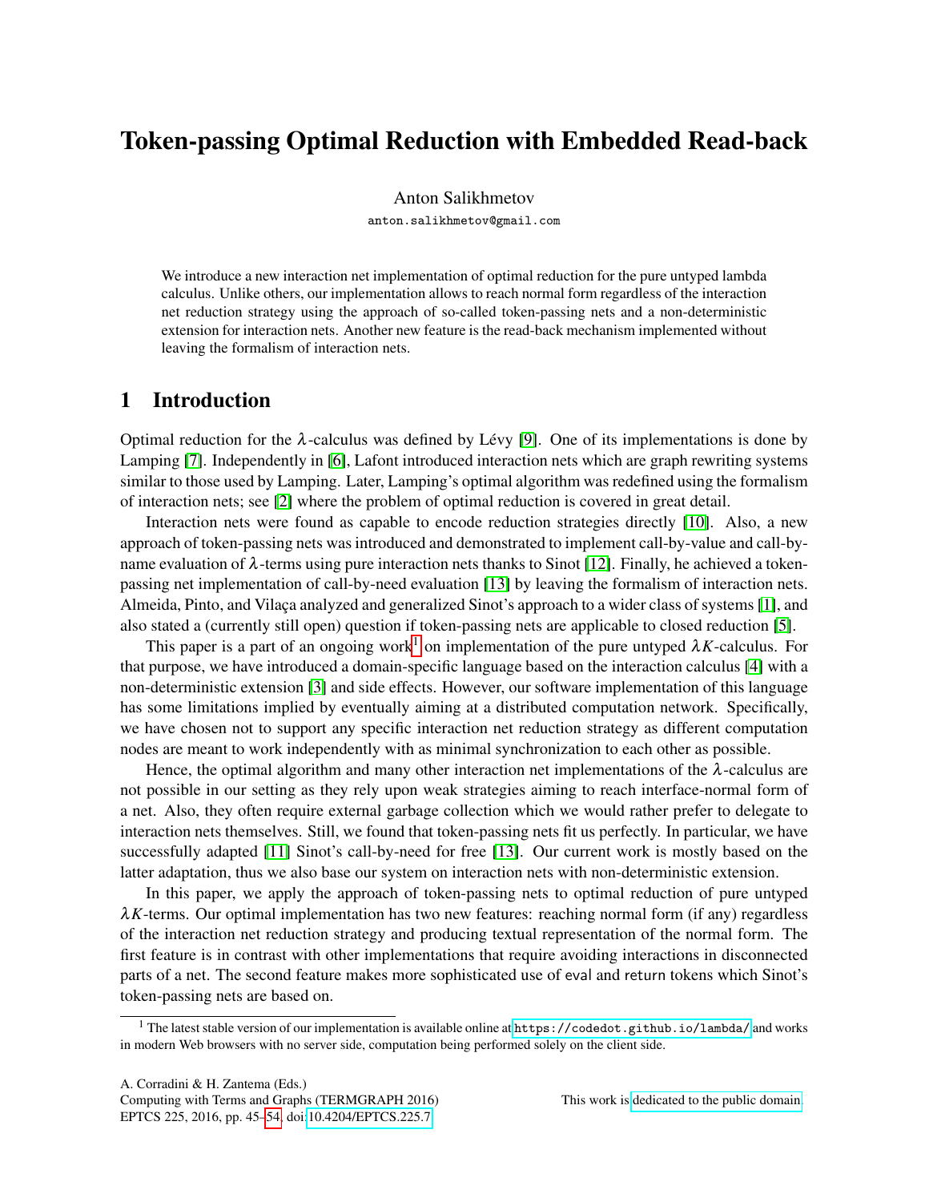# Token-passing Optimal Reduction with Embedded Read-back

Anton Salikhmetov

anton.salikhmetov@gmail.com

We introduce a new interaction net implementation of optimal reduction for the pure untyped lambda calculus. Unlike others, our implementation allows to reach normal form regardless of the interaction net reduction strategy using the approach of so-called token-passing nets and a non-deterministic extension for interaction nets. Another new feature is the read-back mechanism implemented without leaving the formalism of interaction nets.

## 1 Introduction

Optimal reduction for the $\lambda$-calculus was defined by Lévy [9]. One of its implementations is done by Lamping [7]. Independently in [6], Lafont introduced interaction nets which are graph rewriting systems similar to those used by Lamping. Later, Lamping's optimal algorithm was redefined using the formalism of interaction nets; see [2] where the problem of optimal reduction is covered in great detail.

Interaction nets were found as capable to encode reduction strategies directly [10]. Also, a new approach of token-passing nets was introduced and demonstrated to implement call-by-value and call-by-name evaluation of $\lambda$-terms using pure interaction nets thanks to Sinot [12]. Finally, he achieved a token-passing net implementation of call-by-need evaluation [13] by leaving the formalism of interaction nets. Almeida, Pinto, and Vilaça analyzed and generalized Sinot's approach to a wider class of systems [1], and also stated a (currently still open) question if token-passing nets are applicable to closed reduction [5].

This paper is a part of an ongoing work[1] on implementation of the pure untyped $\lambda K$-calculus. For that purpose, we have introduced a domain-specific language based on the interaction calculus [4] with a non-deterministic extension [3] and side effects. However, our software implementation of this language has some limitations implied by eventually aiming at a distributed computation network. Specifically, we have chosen not to support any specific interaction net reduction strategy as different computation nodes are meant to work independently with as minimal synchronization to each other as possible.

Hence, the optimal algorithm and many other interaction net implementations of the $\lambda$-calculus are not possible in our setting as they rely upon weak strategies aiming to reach interface-normal form of a net. Also, they often require external garbage collection which we would rather prefer to delegate to interaction nets themselves. Still, we found that token-passing nets fit us perfectly. In particular, we have successfully adapted [11] Sinot's call-by-need for free [13]. Our current work is mostly based on the latter adaptation, thus we also base our system on interaction nets with non-deterministic extension.

In this paper, we apply the approach of token-passing nets to optimal reduction of pure untyped $\lambda K$-terms. Our optimal implementation has two new features: reaching normal form (if any) regardless of the interaction net reduction strategy and producing textual representation of the normal form. The first feature is in contrast with other implementations that require avoiding interactions in disconnected parts of a net. The second feature makes more sophisticated use of eval and return tokens which Sinot's token-passing nets are based on.

[1] The latest stable version of our implementation is available online at `https://codedot.github.io/lambda/` and works in modern Web browsers with no server side, computation being performed solely on the client side.

A. Corradini & H. Zantema (Eds.)
Computing with Terms and Graphs (TERMGRAPH 2016)
EPTCS 225, 2016, pp. 45–54, doi:10.4204/EPTCS.225.7

This work is dedicated to the public domain.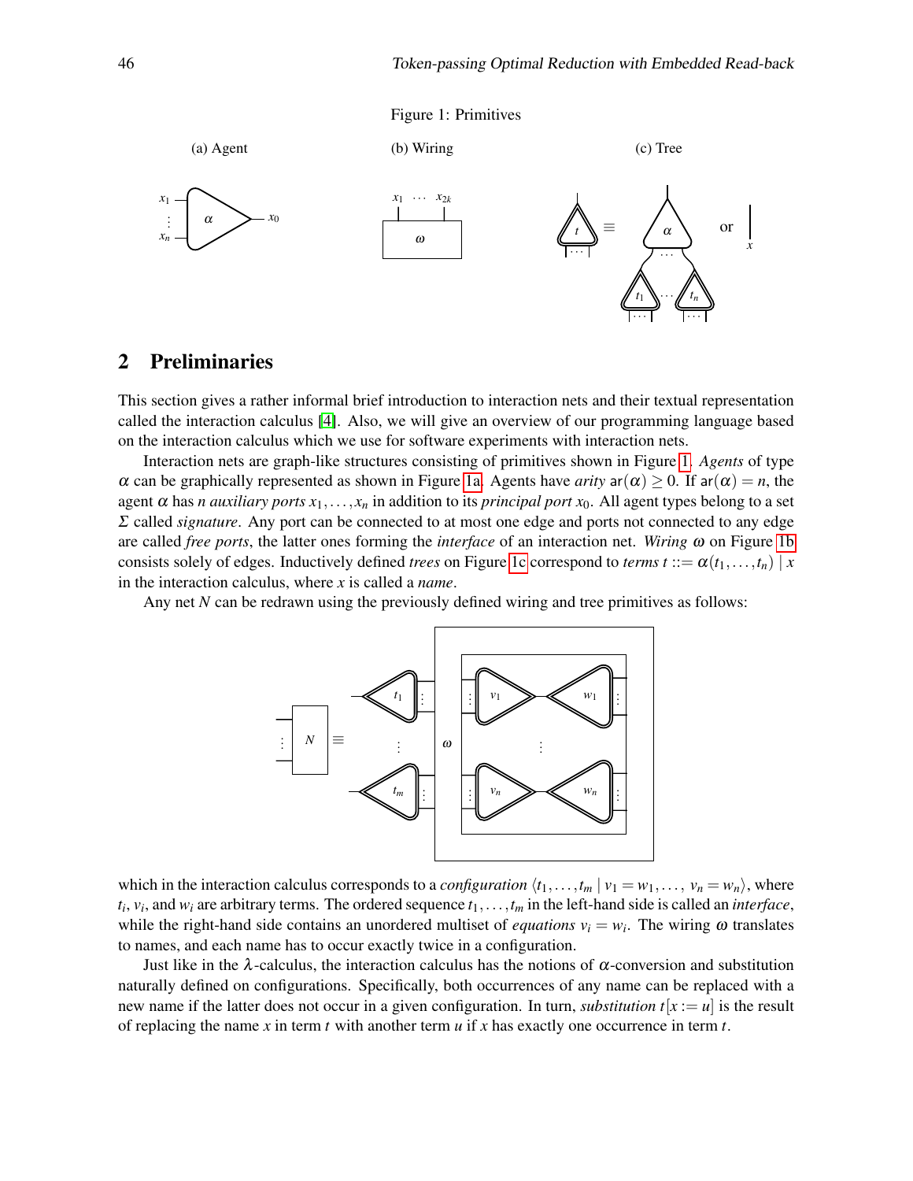Figure 1: Primitives

(a) Agent (b) Wiring (c) Tree

## 2 Preliminaries

This section gives a rather informal brief introduction to interaction nets and their textual representation called the interaction calculus [4]. Also, we will give an overview of our programming language based on the interaction calculus which we use for software experiments with interaction nets.

Interaction nets are graph-like structures consisting of primitives shown in Figure 1. *Agents* of type $\alpha$ can be graphically represented as shown in Figure 1a. Agents have *arity* $\mathsf{ar}(\alpha) \geq 0$. If $\mathsf{ar}(\alpha) = n$, the agent $\alpha$ has $n$ *auxiliary ports* $x_1, \dots, x_n$ in addition to its *principal port* $x_0$. All agent types belong to a set $\Sigma$ called *signature*. Any port can be connected to at most one edge and ports not connected to any edge are called *free ports*, the latter ones forming the *interface* of an interaction net. *Wiring* $\omega$ on Figure 1b consists solely of edges. Inductively defined *trees* on Figure 1c correspond to *terms* $t ::= \alpha(t_1, \dots, t_n) \mid x$ in the interaction calculus, where $x$ is called a *name*.

Any net $N$ can be redrawn using the previously defined wiring and tree primitives as follows:

which in the interaction calculus corresponds to a *configuration* $\langle t_1, \dots, t_m \mid v_1 = w_1, \dots,\ v_n = w_n \rangle$, where $t_i$, $v_i$, and $w_i$ are arbitrary terms. The ordered sequence $t_1, \dots, t_m$ in the left-hand side is called an *interface*, while the right-hand side contains an unordered multiset of *equations* $v_i = w_i$. The wiring $\omega$ translates to names, and each name has to occur exactly twice in a configuration.

Just like in the $\lambda$-calculus, the interaction calculus has the notions of $\alpha$-conversion and substitution naturally defined on configurations. Specifically, both occurrences of any name can be replaced with a new name if the latter does not occur in a given configuration. In turn, *substitution* $t[x := u]$ is the result of replacing the name $x$ in term $t$ with another term $u$ if $x$ has exactly one occurrence in term $t$.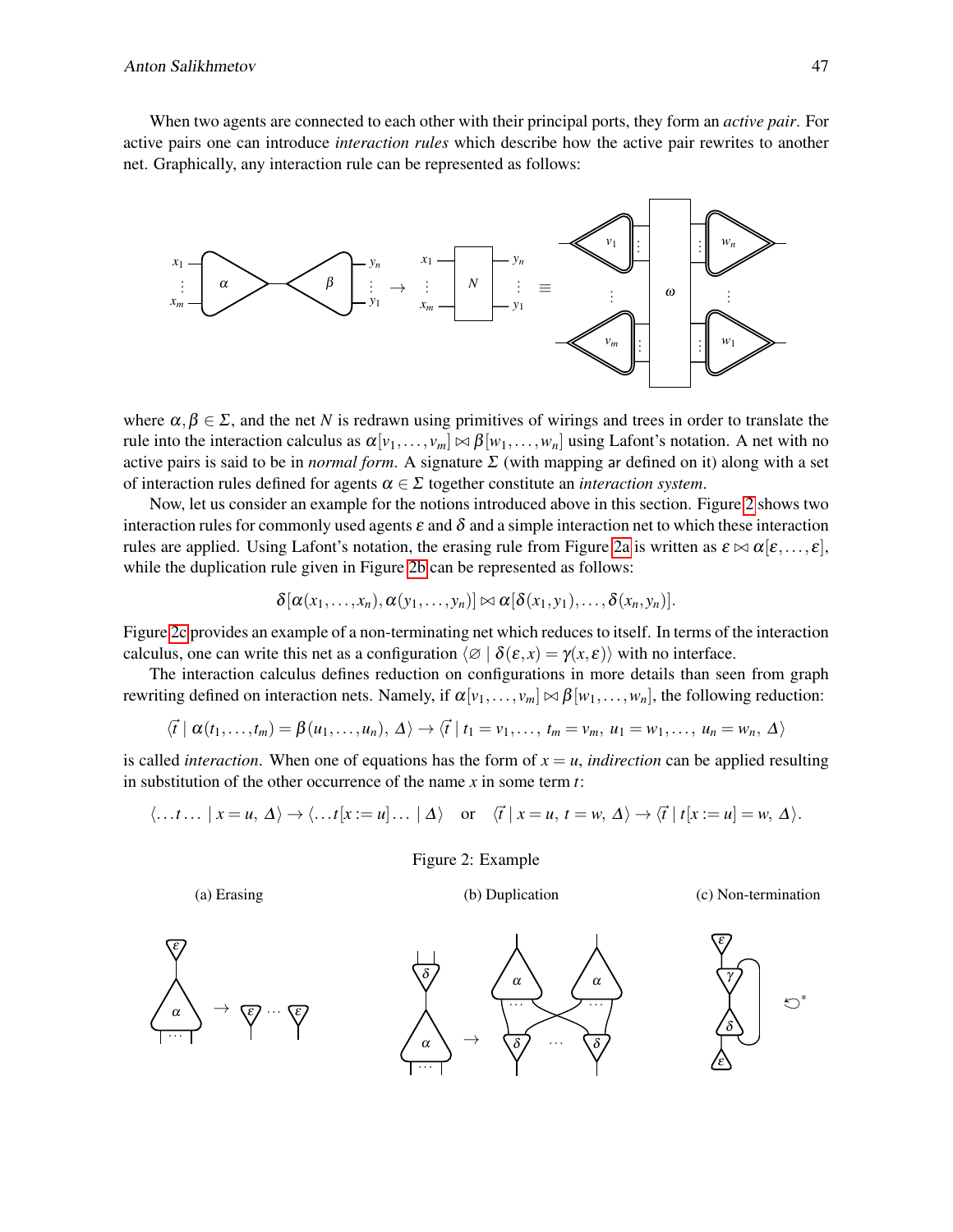When two agents are connected to each other with their principal ports, they form an *active pair*. For active pairs one can introduce *interaction rules* which describe how the active pair rewrites to another net. Graphically, any interaction rule can be represented as follows:

where $\alpha, \beta \in \Sigma$, and the net $N$ is redrawn using primitives of wirings and trees in order to translate the rule into the interaction calculus as $\alpha[v_1, \dots, v_m] \bowtie \beta[w_1, \dots, w_n]$ using Lafont's notation. A net with no active pairs is said to be in *normal form*. A signature $\Sigma$ (with mapping ar defined on it) along with a set of interaction rules defined for agents $\alpha \in \Sigma$ together constitute an *interaction system*.

Now, let us consider an example for the notions introduced above in this section. Figure 2 shows two interaction rules for commonly used agents $\varepsilon$ and $\delta$ and a simple interaction net to which these interaction rules are applied. Using Lafont's notation, the erasing rule from Figure 2a is written as $\varepsilon \bowtie \alpha[\varepsilon, \dots, \varepsilon]$, while the duplication rule given in Figure 2b can be represented as follows:

$$\delta[\alpha(x_1, \dots, x_n), \alpha(y_1, \dots, y_n)] \bowtie \alpha[\delta(x_1, y_1), \dots, \delta(x_n, y_n)].$$

Figure 2c provides an example of a non-terminating net which reduces to itself. In terms of the interaction calculus, one can write this net as a configuration $\langle \varnothing \mid \delta(\varepsilon, x) = \gamma(x, \varepsilon) \rangle$ with no interface.

The interaction calculus defines reduction on configurations in more details than seen from graph rewriting defined on interaction nets. Namely, if $\alpha[v_1, \dots, v_m] \bowtie \beta[w_1, \dots, w_n]$, the following reduction:

$$\langle \vec{t} \mid \alpha(t_1, \dots, t_m) = \beta(u_1, \dots, u_n),\ \Delta \rangle \to \langle \vec{t} \mid t_1 = v_1, \dots,\ t_m = v_m,\ u_1 = w_1, \dots,\ u_n = w_n,\ \Delta \rangle$$

is called *interaction*. When one of equations has the form of $x = u$, *indirection* can be applied resulting in substitution of the other occurrence of the name $x$ in some term $t$:

$$\langle \dots t \dots \mid x = u,\ \Delta \rangle \to \langle \dots t[x := u] \dots \mid \Delta \rangle \quad \text{or} \quad \langle \vec{t} \mid x = u,\ t = w,\ \Delta \rangle \to \langle \vec{t} \mid t[x := u] = w,\ \Delta \rangle.$$

Figure 2: Example

(a) Erasing (b) Duplication (c) Non-termination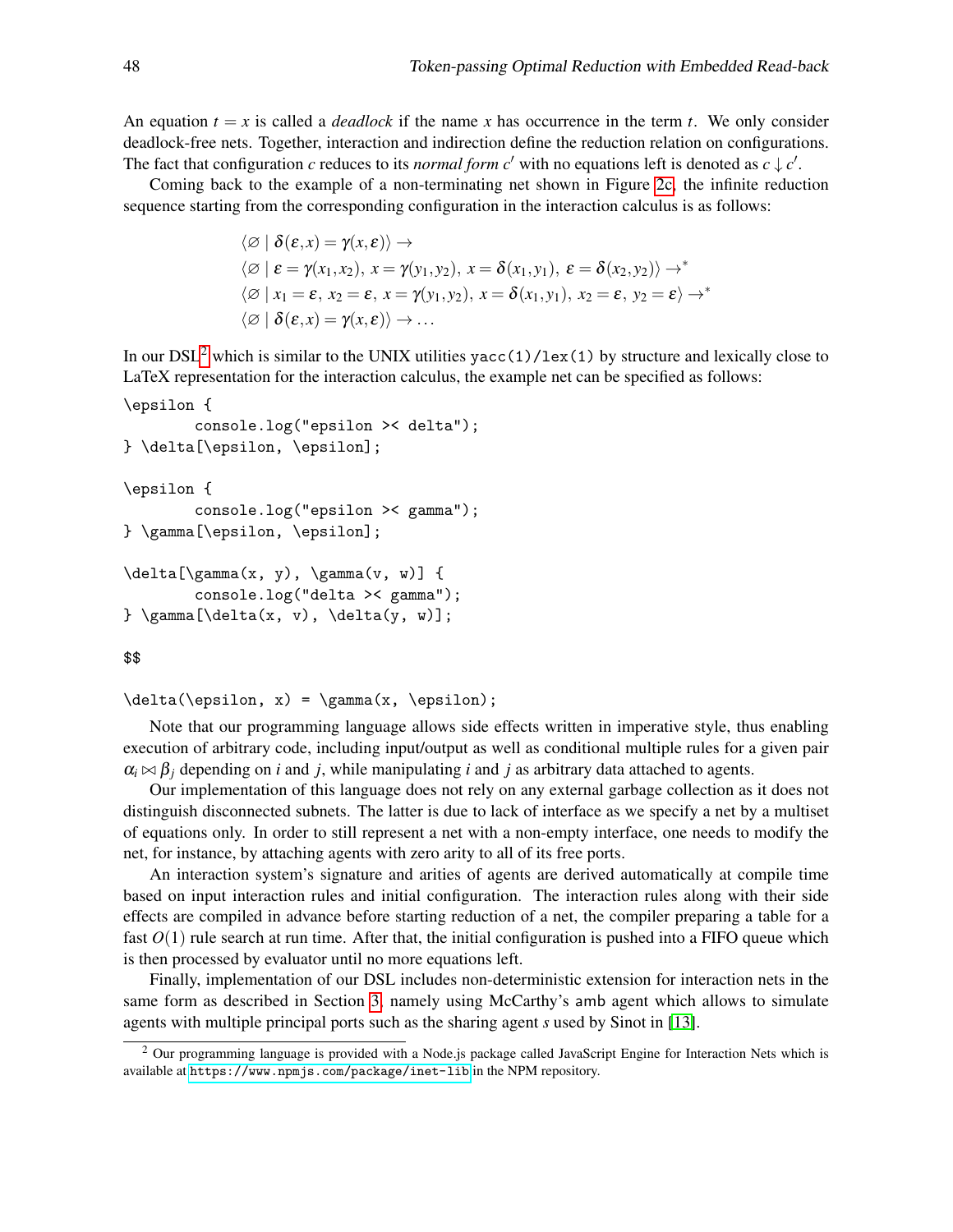An equation $t = x$ is called a *deadlock* if the name $x$ has occurrence in the term $t$. We only consider deadlock-free nets. Together, interaction and indirection define the reduction relation on configurations. The fact that configuration $c$ reduces to its *normal form* $c'$ with no equations left is denoted as $c \downarrow c'$.

Coming back to the example of a non-terminating net shown in Figure 2c, the infinite reduction sequence starting from the corresponding configuration in the interaction calculus is as follows:

$$
\begin{aligned}
&\langle \varnothing \mid \delta(\varepsilon, x) = \gamma(x, \varepsilon) \rangle \rightarrow \\
&\langle \varnothing \mid \varepsilon = \gamma(x_1, x_2),\ x = \gamma(y_1, y_2),\ x = \delta(x_1, y_1),\ \varepsilon = \delta(x_2, y_2) \rangle \rightarrow^* \\
&\langle \varnothing \mid x_1 = \varepsilon,\ x_2 = \varepsilon,\ x = \gamma(y_1, y_2),\ x = \delta(x_1, y_1),\ x_2 = \varepsilon,\ y_2 = \varepsilon \rangle \rightarrow^* \\
&\langle \varnothing \mid \delta(\varepsilon, x) = \gamma(x, \varepsilon) \rangle \rightarrow \dots
\end{aligned}
$$

In our DSL[2] which is similar to the UNIX utilities `yacc(1)/lex(1)` by structure and lexically close to LaTeX representation for the interaction calculus, the example net can be specified as follows:

```
\epsilon {
        console.log("epsilon >< delta");
} \delta[\epsilon, \epsilon];

\epsilon {
        console.log("epsilon >< gamma");
} \gamma[\epsilon, \epsilon];

\delta[\gamma(x, y), \gamma(v, w)] {
        console.log("delta >< gamma");
} \gamma[\delta(x, v), \delta(y, w)];

$$

\delta(\epsilon, x) = \gamma(x, \epsilon);
```

Note that our programming language allows side effects written in imperative style, thus enabling execution of arbitrary code, including input/output as well as conditional multiple rules for a given pair $\alpha_i \bowtie \beta_j$ depending on $i$ and $j$, while manipulating $i$ and $j$ as arbitrary data attached to agents.

Our implementation of this language does not rely on any external garbage collection as it does not distinguish disconnected subnets. The latter is due to lack of interface as we specify a net by a multiset of equations only. In order to still represent a net with a non-empty interface, one needs to modify the net, for instance, by attaching agents with zero arity to all of its free ports.

An interaction system's signature and arities of agents are derived automatically at compile time based on input interaction rules and initial configuration. The interaction rules along with their side effects are compiled in advance before starting reduction of a net, the compiler preparing a table for a fast $O(1)$ rule search at run time. After that, the initial configuration is pushed into a FIFO queue which is then processed by evaluator until no more equations left.

Finally, implementation of our DSL includes non-deterministic extension for interaction nets in the same form as described in Section 3, namely using McCarthy's `amb` agent which allows to simulate agents with multiple principal ports such as the sharing agent $s$ used by Sinot in [13].

---

[2] Our programming language is provided with a Node.js package called JavaScript Engine for Interaction Nets which is available at https://www.npmjs.com/package/inet-lib in the NPM repository.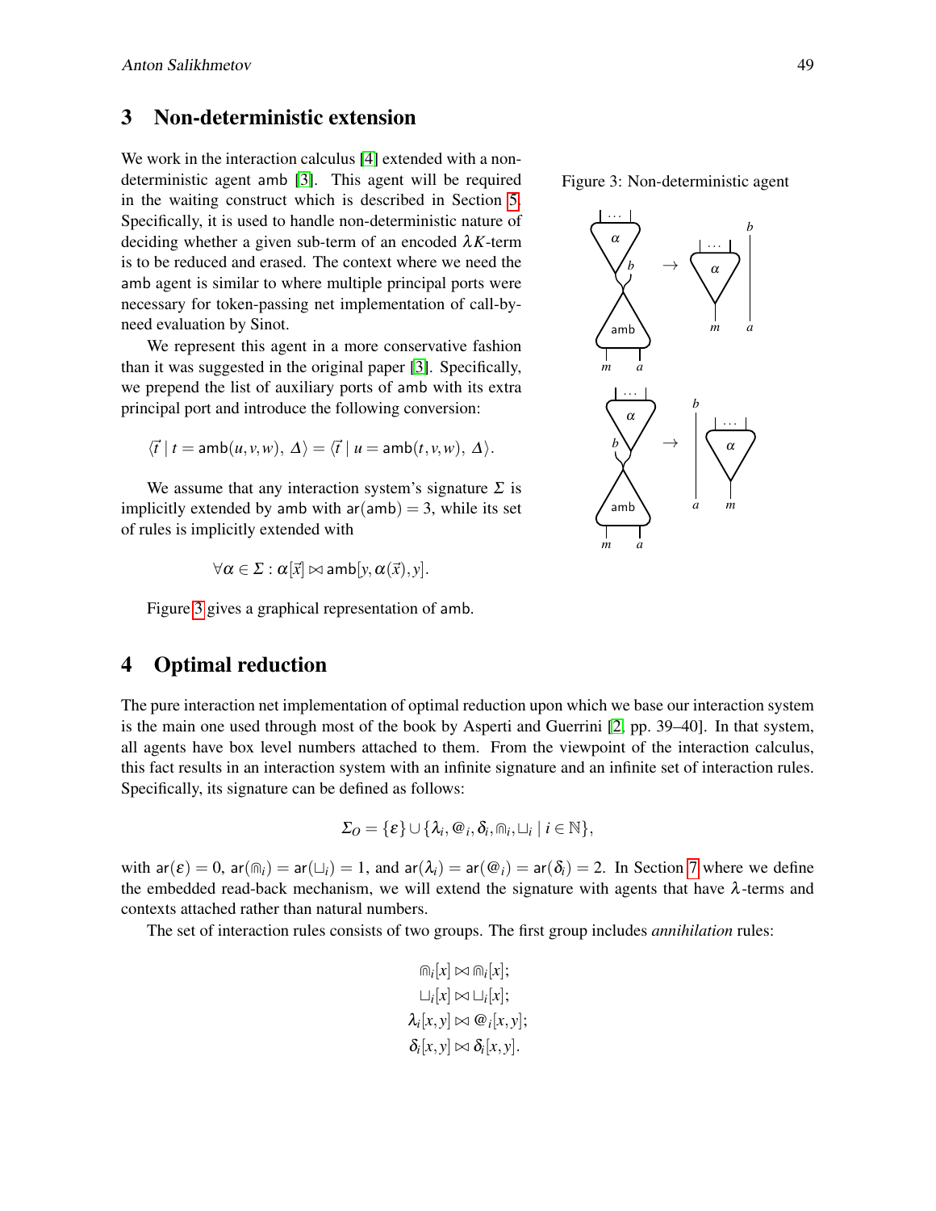## 3 Non-deterministic extension

We work in the interaction calculus [4] extended with a non-deterministic agent amb [3]. This agent will be required in the waiting construct which is described in Section 5. Specifically, it is used to handle non-deterministic nature of deciding whether a given sub-term of an encoded $\lambda K$-term is to be reduced and erased. The context where we need the amb agent is similar to where multiple principal ports were necessary for token-passing net implementation of call-by-need evaluation by Sinot.

We represent this agent in a more conservative fashion than it was suggested in the original paper [3]. Specifically, we prepend the list of auxiliary ports of amb with its extra principal port and introduce the following conversion:

$$\langle \vec{t} \mid t = \mathsf{amb}(u, v, w),\ \Delta \rangle = \langle \vec{t} \mid u = \mathsf{amb}(t, v, w),\ \Delta \rangle.$$

We assume that any interaction system's signature $\Sigma$ is implicitly extended by amb with $\mathsf{ar}(\mathsf{amb}) = 3$, while its set of rules is implicitly extended with

$$\forall \alpha \in \Sigma : \alpha[\vec{x}] \bowtie \mathsf{amb}[y, \alpha(\vec{x}), y].$$

Figure 3 gives a graphical representation of amb.

Figure 3: Non-deterministic agent

## 4 Optimal reduction

The pure interaction net implementation of optimal reduction upon which we base our interaction system is the main one used through most of the book by Asperti and Guerrini [2, pp. 39–40]. In that system, all agents have box level numbers attached to them. From the viewpoint of the interaction calculus, this fact results in an interaction system with an infinite signature and an infinite set of interaction rules. Specifically, its signature can be defined as follows:

$$\Sigma_O = \{\varepsilon\} \cup \{\lambda_i, @_i, \delta_i, \Cap_i, \sqcup_i \mid i \in \mathbb{N}\},$$

with $\mathsf{ar}(\varepsilon) = 0$, $\mathsf{ar}(\Cap_i) = \mathsf{ar}(\sqcup_i) = 1$, and $\mathsf{ar}(\lambda_i) = \mathsf{ar}(@_i) = \mathsf{ar}(\delta_i) = 2$. In Section 7 where we define the embedded read-back mechanism, we will extend the signature with agents that have $\lambda$-terms and contexts attached rather than natural numbers.

The set of interaction rules consists of two groups. The first group includes *annihilation* rules:

$$\Cap_i[x] \bowtie \Cap_i[x];$$
$$\sqcup_i[x] \bowtie \sqcup_i[x];$$
$$\lambda_i[x, y] \bowtie @_i[x, y];$$
$$\delta_i[x, y] \bowtie \delta_i[x, y].$$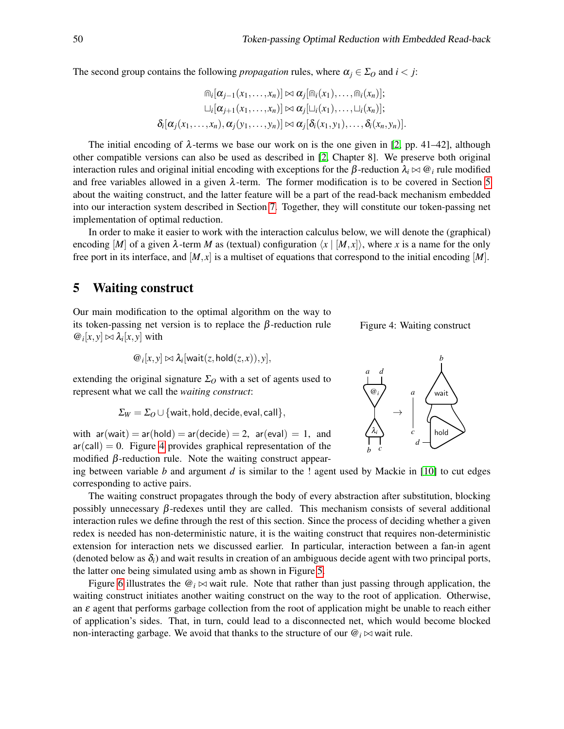The second group contains the following *propagation* rules, where $\alpha_j \in \Sigma_O$ and $i < j$:

$$\Cap_i[\alpha_{j-1}(x_1,\dots,x_n)] \bowtie \alpha_j[\Cap_i(x_1),\dots,\Cap_i(x_n)];$$
$$\sqcup_i[\alpha_{j+1}(x_1,\dots,x_n)] \bowtie \alpha_j[\sqcup_i(x_1),\dots,\sqcup_i(x_n)];$$
$$\delta_i[\alpha_j(x_1,\dots,x_n),\alpha_j(y_1,\dots,y_n)] \bowtie \alpha_j[\delta_i(x_1,y_1),\dots,\delta_i(x_n,y_n)].$$

The initial encoding of $\lambda$-terms we base our work on is the one given in [2, pp. 41–42], although other compatible versions can also be used as described in [2, Chapter 8]. We preserve both original interaction rules and original initial encoding with exceptions for the $\beta$-reduction $\lambda_i \bowtie @_i$ rule modified and free variables allowed in a given $\lambda$-term. The former modification is to be covered in Section 5 about the waiting construct, and the latter feature will be a part of the read-back mechanism embedded into our interaction system described in Section 7. Together, they will constitute our token-passing net implementation of optimal reduction.

In order to make it easier to work with the interaction calculus below, we will denote the (graphical) encoding $[M]$ of a given $\lambda$-term $M$ as (textual) configuration $\langle x \mid [M,x]\rangle$, where $x$ is a name for the only free port in its interface, and $[M,x]$ is a multiset of equations that correspond to the initial encoding $[M]$.

## 5 Waiting construct

Our main modification to the optimal algorithm on the way to its token-passing net version is to replace the $\beta$-reduction rule $@_i[x,y] \bowtie \lambda_i[x,y]$ with

$$@_i[x,y] \bowtie \lambda_i[\mathsf{wait}(z,\mathsf{hold}(z,x)),y],$$

extending the original signature $\Sigma_O$ with a set of agents used to represent what we call the *waiting construct*:

$$\Sigma_W = \Sigma_O \cup \{\mathsf{wait},\mathsf{hold},\mathsf{decide},\mathsf{eval},\mathsf{call}\},$$

with $\mathsf{ar}(\mathsf{wait}) = \mathsf{ar}(\mathsf{hold}) = \mathsf{ar}(\mathsf{decide}) = 2$, $\mathsf{ar}(\mathsf{eval}) = 1$, and $\mathsf{ar}(\mathsf{call}) = 0$. Figure 4 provides graphical representation of the modified $\beta$-reduction rule. Note the waiting construct appearing between variable $b$ and argument $d$ is similar to the ! agent used by Mackie in [10] to cut edges corresponding to active pairs.

Figure 4: Waiting construct

The waiting construct propagates through the body of every abstraction after substitution, blocking possibly unnecessary $\beta$-redexes until they are called. This mechanism consists of several additional interaction rules we define through the rest of this section. Since the process of deciding whether a given redex is needed has non-deterministic nature, it is the waiting construct that requires non-deterministic extension for interaction nets we discussed earlier. In particular, interaction between a fan-in agent (denoted below as $\delta_i$) and wait results in creation of an ambiguous decide agent with two principal ports, the latter one being simulated using amb as shown in Figure 5.

Figure 6 illustrates the $@_i \bowtie \mathsf{wait}$ rule. Note that rather than just passing through application, the waiting construct initiates another waiting construct on the way to the root of application. Otherwise, an $\varepsilon$ agent that performs garbage collection from the root of application might be unable to reach either of application's sides. That, in turn, could lead to a disconnected net, which would become blocked non-interacting garbage. We avoid that thanks to the structure of our $@_i \bowtie \mathsf{wait}$ rule.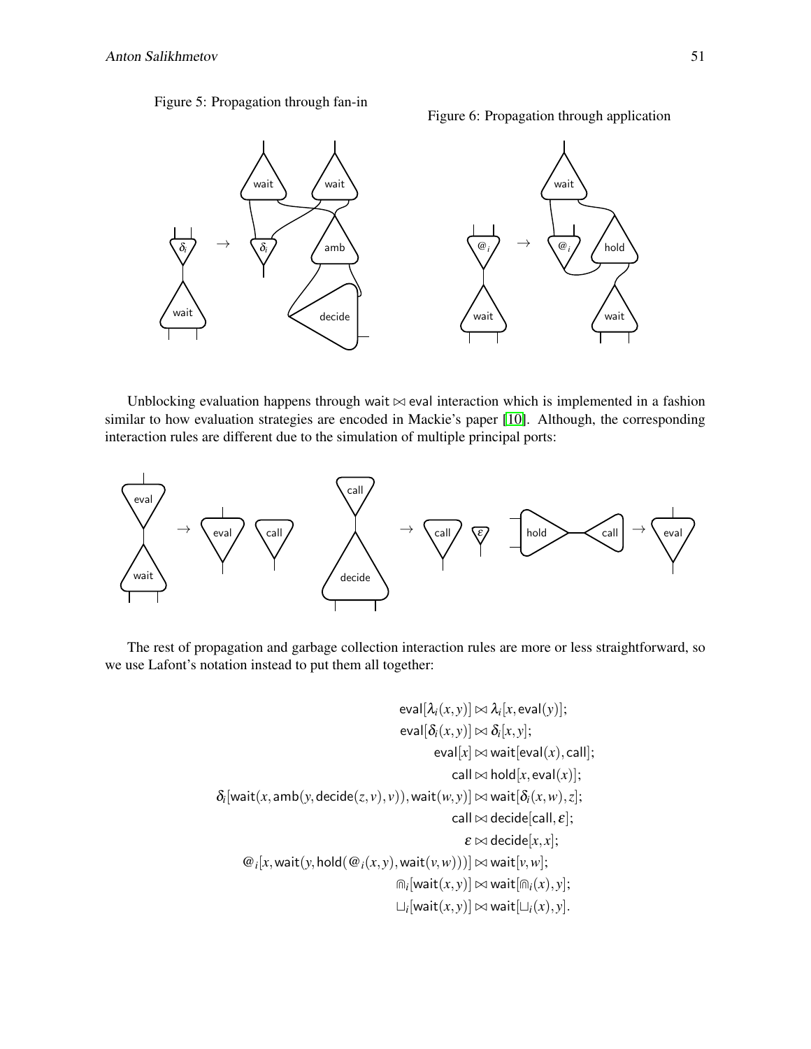Figure 5: Propagation through fan-in

Figure 6: Propagation through application

Unblocking evaluation happens through wait $\bowtie$ eval interaction which is implemented in a fashion similar to how evaluation strategies are encoded in Mackie's paper [10]. Although, the corresponding interaction rules are different due to the simulation of multiple principal ports:

The rest of propagation and garbage collection interaction rules are more or less straightforward, so we use Lafont's notation instead to put them all together:

$$
\begin{aligned}
\mathsf{eval}[\lambda_i(x,y)] &\bowtie \lambda_i[x, \mathsf{eval}(y)];\\
\mathsf{eval}[\delta_i(x,y)] &\bowtie \delta_i[x,y];\\
\mathsf{eval}[x] &\bowtie \mathsf{wait}[\mathsf{eval}(x), \mathsf{call}];\\
\mathsf{call} &\bowtie \mathsf{hold}[x, \mathsf{eval}(x)];\\
\delta_i[\mathsf{wait}(x, \mathsf{amb}(y, \mathsf{decide}(z,v), v)), \mathsf{wait}(w,y)] &\bowtie \mathsf{wait}[\delta_i(x,w), z];\\
\mathsf{call} &\bowtie \mathsf{decide}[\mathsf{call}, \varepsilon];\\
\varepsilon &\bowtie \mathsf{decide}[x,x];\\
@_i[x, \mathsf{wait}(y, \mathsf{hold}(@_i(x,y), \mathsf{wait}(v,w)))] &\bowtie \mathsf{wait}[v,w];\\
\Cap_i[\mathsf{wait}(x,y)] &\bowtie \mathsf{wait}[\Cap_i(x), y];\\
\sqcup_i[\mathsf{wait}(x,y)] &\bowtie \mathsf{wait}[\sqcup_i(x), y].
\end{aligned}
$$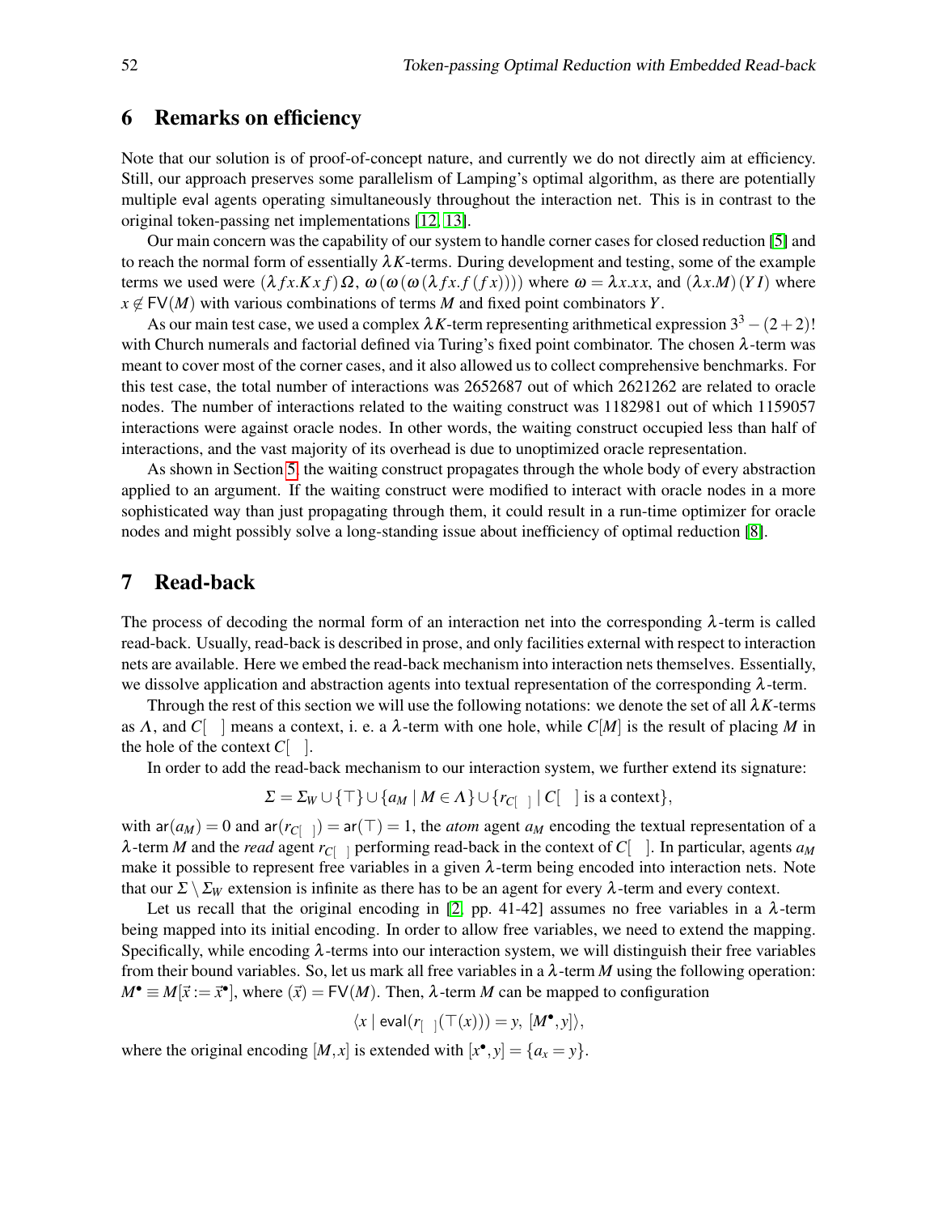## 6 Remarks on efficiency

Note that our solution is of proof-of-concept nature, and currently we do not directly aim at efficiency. Still, our approach preserves some parallelism of Lamping's optimal algorithm, as there are potentially multiple eval agents operating simultaneously throughout the interaction net. This is in contrast to the original token-passing net implementations [12, 13].

Our main concern was the capability of our system to handle corner cases for closed reduction [5] and to reach the normal form of essentially $\lambda K$-terms. During development and testing, some of the example terms we used were $(\lambda f x.K\,x\,f)\,\Omega$, $\omega\,(\omega\,(\omega\,(\lambda f x.f\,(f\,x))))$ where $\omega = \lambda x.x\,x$, and $(\lambda x.M)\,(Y\,I)$ where $x \notin \mathsf{FV}(M)$ with various combinations of terms $M$ and fixed point combinators $Y$.

As our main test case, we used a complex $\lambda K$-term representing arithmetical expression $3^3 - (2+2)!$ with Church numerals and factorial defined via Turing's fixed point combinator. The chosen $\lambda$-term was meant to cover most of the corner cases, and it also allowed us to collect comprehensive benchmarks. For this test case, the total number of interactions was 2652687 out of which 2621262 are related to oracle nodes. The number of interactions related to the waiting construct was 1182981 out of which 1159057 interactions were against oracle nodes. In other words, the waiting construct occupied less than half of interactions, and the vast majority of its overhead is due to unoptimized oracle representation.

As shown in Section 5, the waiting construct propagates through the whole body of every abstraction applied to an argument. If the waiting construct were modified to interact with oracle nodes in a more sophisticated way than just propagating through them, it could result in a run-time optimizer for oracle nodes and might possibly solve a long-standing issue about inefficiency of optimal reduction [8].

## 7 Read-back

The process of decoding the normal form of an interaction net into the corresponding $\lambda$-term is called read-back. Usually, read-back is described in prose, and only facilities external with respect to interaction nets are available. Here we embed the read-back mechanism into interaction nets themselves. Essentially, we dissolve application and abstraction agents into textual representation of the corresponding $\lambda$-term.

Through the rest of this section we will use the following notations: we denote the set of all $\lambda K$-terms as $\Lambda$, and $C[\ \ ]$ means a context, i. e. a $\lambda$-term with one hole, while $C[M]$ is the result of placing $M$ in the hole of the context $C[\ \ ]$.

In order to add the read-back mechanism to our interaction system, we further extend its signature:

$$\Sigma = \Sigma_W \cup \{\top\} \cup \{a_M \mid M \in \Lambda\} \cup \{r_{C[\ \ ]} \mid C[\ \ ] \text{ is a context}\},$$

with $\mathsf{ar}(a_M) = 0$ and $\mathsf{ar}(r_{C[\ \ ]}) = \mathsf{ar}(\top) = 1$, the *atom* agent $a_M$ encoding the textual representation of a $\lambda$-term $M$ and the *read* agent $r_{C[\ \ ]}$ performing read-back in the context of $C[\ \ ]$. In particular, agents $a_M$ make it possible to represent free variables in a given $\lambda$-term being encoded into interaction nets. Note that our $\Sigma \setminus \Sigma_W$ extension is infinite as there has to be an agent for every $\lambda$-term and every context.

Let us recall that the original encoding in [2, pp. 41-42] assumes no free variables in a $\lambda$-term being mapped into its initial encoding. In order to allow free variables, we need to extend the mapping. Specifically, while encoding $\lambda$-terms into our interaction system, we will distinguish their free variables from their bound variables. So, let us mark all free variables in a $\lambda$-term $M$ using the following operation: $M^\bullet \equiv M[\vec{x} := \vec{x}^\bullet]$, where $(\vec{x}) = \mathsf{FV}(M)$. Then, $\lambda$-term $M$ can be mapped to configuration

$$\langle x \mid \mathsf{eval}(r_{[\ \ ]}(\top(x))) = y,\ [M^\bullet, y]\rangle,$$

where the original encoding $[M,x]$ is extended with $[x^\bullet, y] = \{a_x = y\}$.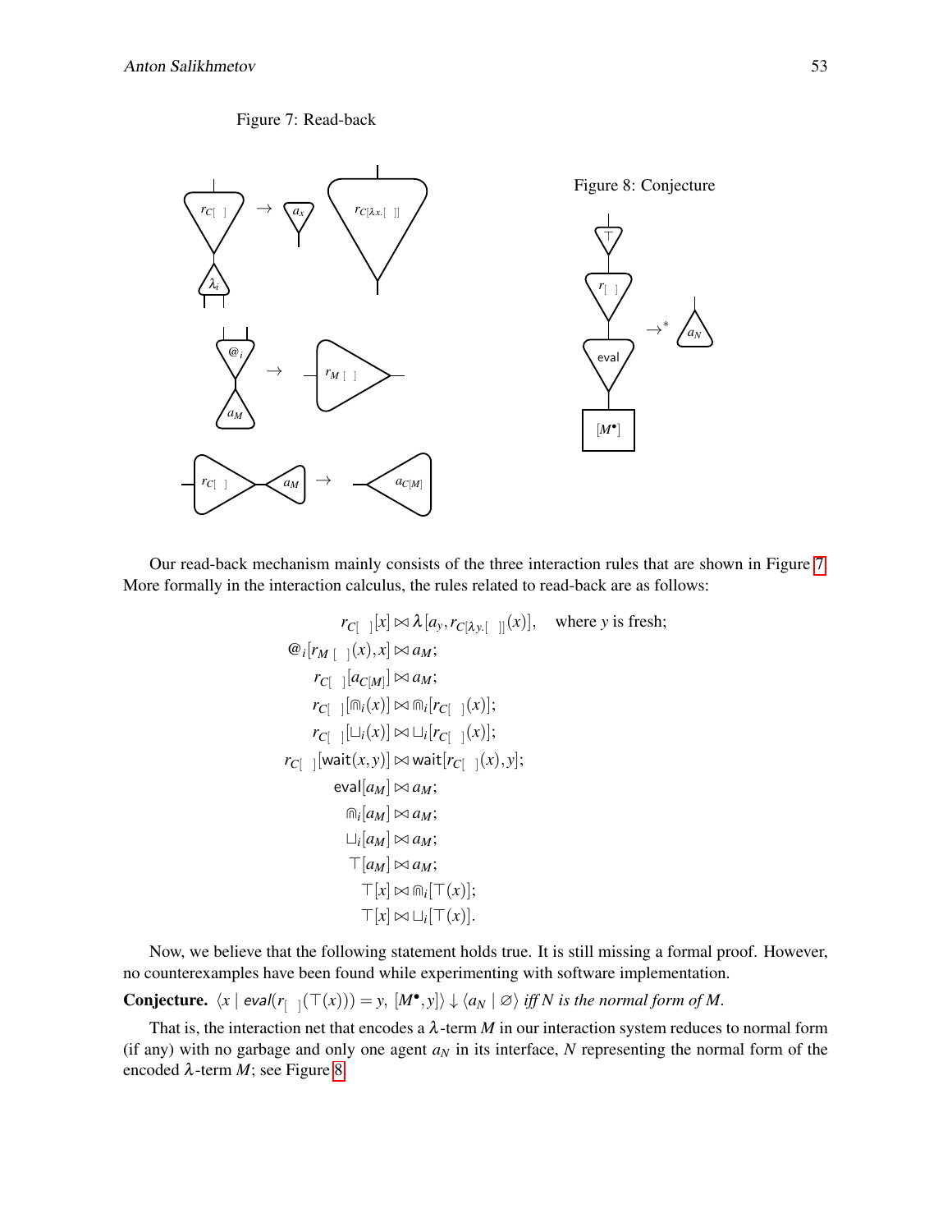Figure 7: Read-back

Figure 8: Conjecture

Our read-back mechanism mainly consists of the three interaction rules that are shown in Figure 7. More formally in the interaction calculus, the rules related to read-back are as follows:

$$
\begin{aligned}
r_{C[\ ]}[x] &\bowtie \lambda[a_y, r_{C[\lambda y.[\ ]]}(x)], \quad \text{where } y \text{ is fresh;}\\
@_i[r_{M\,[\ ]}(x), x] &\bowtie a_M;\\
r_{C[\ ]}[a_{C[M]}] &\bowtie a_M;\\
r_{C[\ ]}[\Cap_i(x)] &\bowtie \Cap_i[r_{C[\ ]}(x)];\\
r_{C[\ ]}[\sqcup_i(x)] &\bowtie \sqcup_i[r_{C[\ ]}(x)];\\
r_{C[\ ]}[\mathsf{wait}(x,y)] &\bowtie \mathsf{wait}[r_{C[\ ]}(x), y];\\
\mathsf{eval}[a_M] &\bowtie a_M;\\
\Cap_i[a_M] &\bowtie a_M;\\
\sqcup_i[a_M] &\bowtie a_M;\\
\top[a_M] &\bowtie a_M;\\
\top[x] &\bowtie \Cap_i[\top(x)];\\
\top[x] &\bowtie \sqcup_i[\top(x)].
\end{aligned}
$$

Now, we believe that the following statement holds true. It is still missing a formal proof. However, no counterexamples have been found while experimenting with software implementation.

**Conjecture.** $\langle x \mid \mathit{eval}(r_{[\ ]}(\top(x))) = y,\ [M^\bullet, y]\rangle \downarrow \langle a_N \mid \varnothing\rangle$ *iff* $N$ *is the normal form of* $M$.

That is, the interaction net that encodes a $\lambda$-term $M$ in our interaction system reduces to normal form (if any) with no garbage and only one agent $a_N$ in its interface, $N$ representing the normal form of the encoded $\lambda$-term $M$; see Figure 8.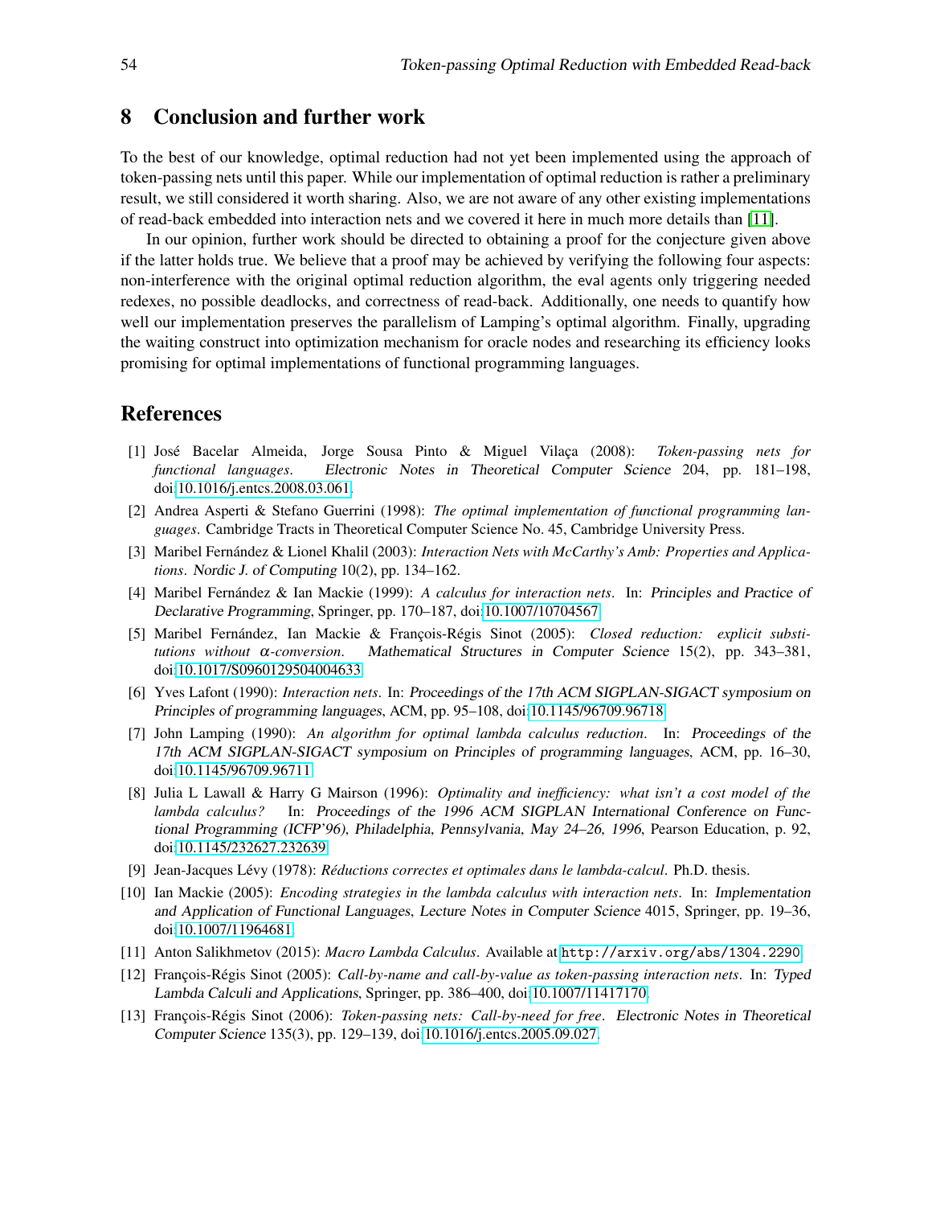# 8 Conclusion and further work

To the best of our knowledge, optimal reduction had not yet been implemented using the approach of token-passing nets until this paper. While our implementation of optimal reduction is rather a preliminary result, we still considered it worth sharing. Also, we are not aware of any other existing implementations of read-back embedded into interaction nets and we covered it here in much more details than [11].

In our opinion, further work should be directed to obtaining a proof for the conjecture given above if the latter holds true. We believe that a proof may be achieved by verifying the following four aspects: non-interference with the original optimal reduction algorithm, the eval agents only triggering needed redexes, no possible deadlocks, and correctness of read-back. Additionally, one needs to quantify how well our implementation preserves the parallelism of Lamping's optimal algorithm. Finally, upgrading the waiting construct into optimization mechanism for oracle nodes and researching its efficiency looks promising for optimal implementations of functional programming languages.

## References

[1] José Bacelar Almeida, Jorge Sousa Pinto & Miguel Vilaça (2008): *Token-passing nets for functional languages*. Electronic Notes in Theoretical Computer Science 204, pp. 181–198, doi:10.1016/j.entcs.2008.03.061.

[2] Andrea Asperti & Stefano Guerrini (1998): *The optimal implementation of functional programming languages*. Cambridge Tracts in Theoretical Computer Science No. 45, Cambridge University Press.

[3] Maribel Fernández & Lionel Khalil (2003): *Interaction Nets with McCarthy's Amb: Properties and Applications*. Nordic J. of Computing 10(2), pp. 134–162.

[4] Maribel Fernández & Ian Mackie (1999): *A calculus for interaction nets*. In: Principles and Practice of Declarative Programming, Springer, pp. 170–187, doi:10.1007/10704567.

[5] Maribel Fernández, Ian Mackie & François-Régis Sinot (2005): *Closed reduction: explicit substitutions without α-conversion*. Mathematical Structures in Computer Science 15(2), pp. 343–381, doi:10.1017/S0960129504004633.

[6] Yves Lafont (1990): *Interaction nets*. In: Proceedings of the 17th ACM SIGPLAN-SIGACT symposium on Principles of programming languages, ACM, pp. 95–108, doi:10.1145/96709.96718.

[7] John Lamping (1990): *An algorithm for optimal lambda calculus reduction*. In: Proceedings of the 17th ACM SIGPLAN-SIGACT symposium on Principles of programming languages, ACM, pp. 16–30, doi:10.1145/96709.96711.

[8] Julia L Lawall & Harry G Mairson (1996): *Optimality and inefficiency: what isn't a cost model of the lambda calculus?* In: Proceedings of the 1996 ACM SIGPLAN International Conference on Functional Programming (ICFP'96), Philadelphia, Pennsylvania, May 24–26, 1996, Pearson Education, p. 92, doi:10.1145/232627.232639.

[9] Jean-Jacques Lévy (1978): *Réductions correctes et optimales dans le lambda-calcul*. Ph.D. thesis.

[10] Ian Mackie (2005): *Encoding strategies in the lambda calculus with interaction nets*. In: Implementation and Application of Functional Languages, Lecture Notes in Computer Science 4015, Springer, pp. 19–36, doi:10.1007/11964681.

[11] Anton Salikhmetov (2015): *Macro Lambda Calculus*. Available at http://arxiv.org/abs/1304.2290.

[12] François-Régis Sinot (2005): *Call-by-name and call-by-value as token-passing interaction nets*. In: Typed Lambda Calculi and Applications, Springer, pp. 386–400, doi:10.1007/11417170.

[13] François-Régis Sinot (2006): *Token-passing nets: Call-by-need for free*. Electronic Notes in Theoretical Computer Science 135(3), pp. 129–139, doi:10.1016/j.entcs.2005.09.027.